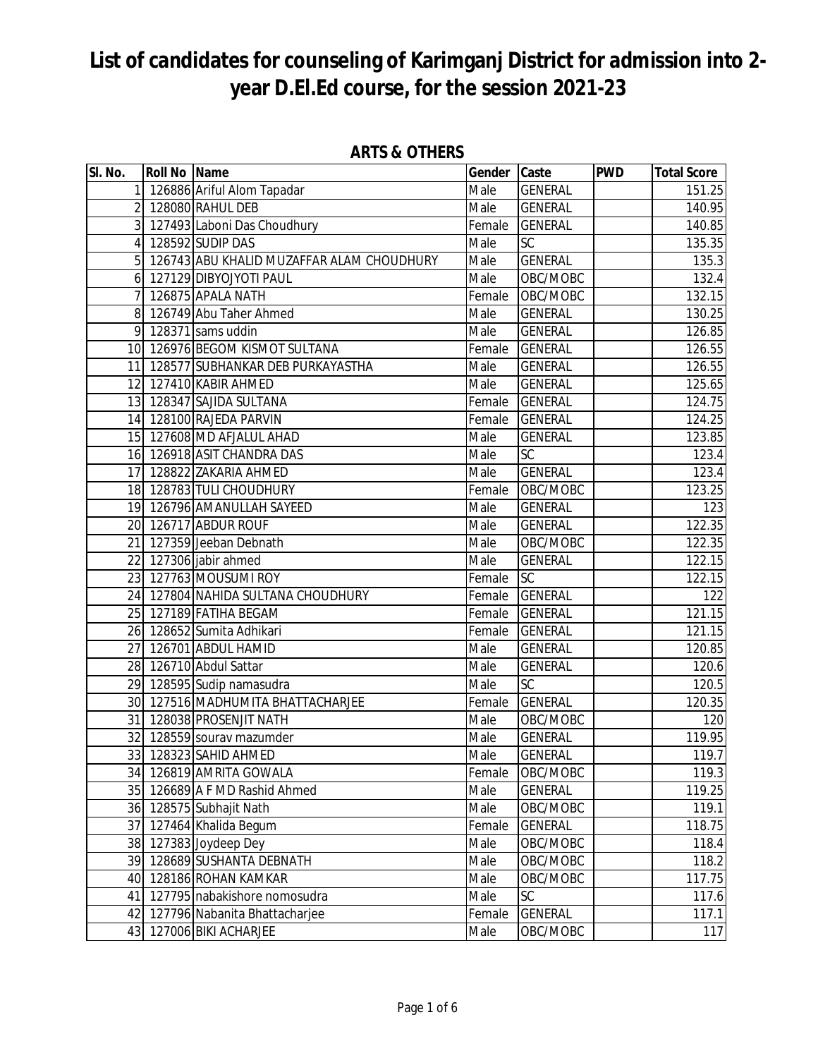# List of candidates for counseling of Karimganj District for admission into 2-year D.El.Ed course, for the session 2021-23

## ARTS & OTHERS

| Sl. No. | Roll No | Name | Gender | Caste | PWD | Total Score |
|---|---|---|---|---|---|---|
| 1 | 126886 | Ariful Alom Tapadar | Male | GENERAL | | 151.25 |
| 2 | 128080 | RAHUL DEB | Male | GENERAL | | 140.95 |
| 3 | 127493 | Laboni Das Choudhury | Female | GENERAL | | 140.85 |
| 4 | 128592 | SUDIP DAS | Male | SC | | 135.35 |
| 5 | 126743 | ABU KHALID MUZAFFAR ALAM CHOUDHURY | Male | GENERAL | | 135.3 |
| 6 | 127129 | DIBYOJYOTI PAUL | Male | OBC/MOBC | | 132.4 |
| 7 | 126875 | APALA NATH | Female | OBC/MOBC | | 132.15 |
| 8 | 126749 | Abu Taher Ahmed | Male | GENERAL | | 130.25 |
| 9 | 128371 | sams uddin | Male | GENERAL | | 126.85 |
| 10 | 126976 | BEGOM KISMOT SULTANA | Female | GENERAL | | 126.55 |
| 11 | 128577 | SUBHANKAR DEB PURKAYASTHA | Male | GENERAL | | 126.55 |
| 12 | 127410 | KABIR AHMED | Male | GENERAL | | 125.65 |
| 13 | 128347 | SAJIDA SULTANA | Female | GENERAL | | 124.75 |
| 14 | 128100 | RAJEDA PARVIN | Female | GENERAL | | 124.25 |
| 15 | 127608 | MD AFJALUL AHAD | Male | GENERAL | | 123.85 |
| 16 | 126918 | ASIT CHANDRA DAS | Male | SC | | 123.4 |
| 17 | 128822 | ZAKARIA AHMED | Male | GENERAL | | 123.4 |
| 18 | 128783 | TULI CHOUDHURY | Female | OBC/MOBC | | 123.25 |
| 19 | 126796 | AMANULLAH SAYEED | Male | GENERAL | | 123 |
| 20 | 126717 | ABDUR ROUF | Male | GENERAL | | 122.35 |
| 21 | 127359 | Jeeban Debnath | Male | OBC/MOBC | | 122.35 |
| 22 | 127306 | jabir ahmed | Male | GENERAL | | 122.15 |
| 23 | 127763 | MOUSUMI ROY | Female | SC | | 122.15 |
| 24 | 127804 | NAHIDA SULTANA CHOUDHURY | Female | GENERAL | | 122 |
| 25 | 127189 | FATIHA BEGAM | Female | GENERAL | | 121.15 |
| 26 | 128652 | Sumita Adhikari | Female | GENERAL | | 121.15 |
| 27 | 126701 | ABDUL HAMID | Male | GENERAL | | 120.85 |
| 28 | 126710 | Abdul Sattar | Male | GENERAL | | 120.6 |
| 29 | 128595 | Sudip namasudra | Male | SC | | 120.5 |
| 30 | 127516 | MADHUMITA BHATTACHARJEE | Female | GENERAL | | 120.35 |
| 31 | 128038 | PROSENJIT NATH | Male | OBC/MOBC | | 120 |
| 32 | 128559 | sourav mazumder | Male | GENERAL | | 119.95 |
| 33 | 128323 | SAHID AHMED | Male | GENERAL | | 119.7 |
| 34 | 126819 | AMRITA GOWALA | Female | OBC/MOBC | | 119.3 |
| 35 | 126689 | A F MD Rashid Ahmed | Male | GENERAL | | 119.25 |
| 36 | 128575 | Subhajit Nath | Male | OBC/MOBC | | 119.1 |
| 37 | 127464 | Khalida Begum | Female | GENERAL | | 118.75 |
| 38 | 127383 | Joydeep Dey | Male | OBC/MOBC | | 118.4 |
| 39 | 128689 | SUSHANTA DEBNATH | Male | OBC/MOBC | | 118.2 |
| 40 | 128186 | ROHAN KAMKAR | Male | OBC/MOBC | | 117.75 |
| 41 | 127795 | nabakishore nomosudra | Male | SC | | 117.6 |
| 42 | 127796 | Nabanita Bhattacharjee | Female | GENERAL | | 117.1 |
| 43 | 127006 | BIKI ACHARJEE | Male | OBC/MOBC | | 117 |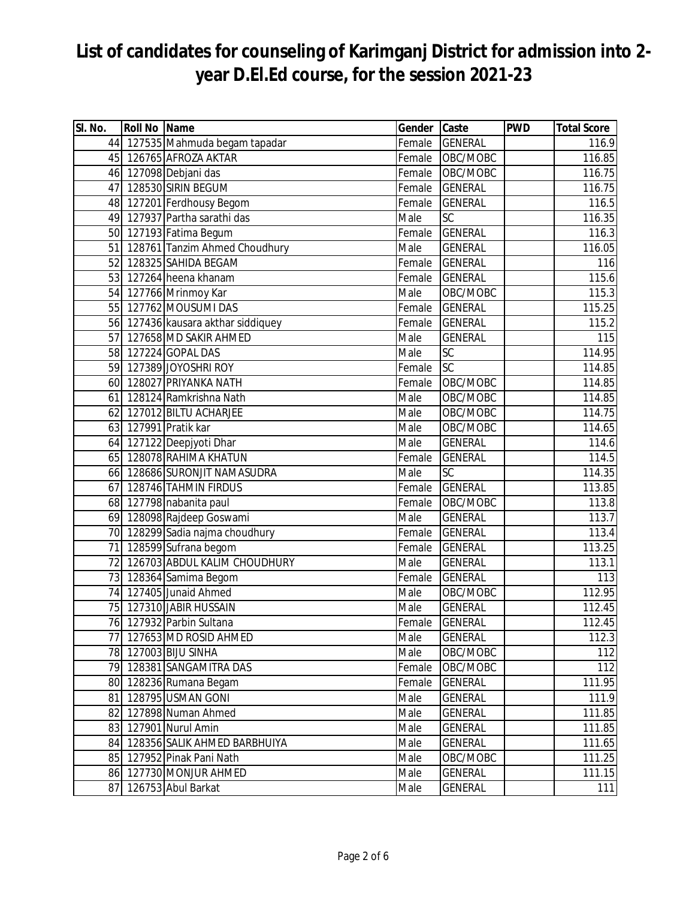# List of candidates for counseling of Karimganj District for admission into 2-year D.El.Ed course, for the session 2021-23

| Sl. No. | Roll No | Name | Gender | Caste | PWD | Total Score |
|---|---|---|---|---|---|---|
| 44 | 127535 | Mahmuda begam tapadar | Female | GENERAL | | 116.9 |
| 45 | 126765 | AFROZA AKTAR | Female | OBC/MOBC | | 116.85 |
| 46 | 127098 | Debjani das | Female | OBC/MOBC | | 116.75 |
| 47 | 128530 | SIRIN BEGUM | Female | GENERAL | | 116.75 |
| 48 | 127201 | Ferdhousy Begom | Female | GENERAL | | 116.5 |
| 49 | 127937 | Partha sarathi das | Male | SC | | 116.35 |
| 50 | 127193 | Fatima Begum | Female | GENERAL | | 116.3 |
| 51 | 128761 | Tanzim Ahmed Choudhury | Male | GENERAL | | 116.05 |
| 52 | 128325 | SAHIDA BEGAM | Female | GENERAL | | 116 |
| 53 | 127264 | heena khanam | Female | GENERAL | | 115.6 |
| 54 | 127766 | Mrinmoy Kar | Male | OBC/MOBC | | 115.3 |
| 55 | 127762 | MOUSUMI DAS | Female | GENERAL | | 115.25 |
| 56 | 127436 | kausara akthar siddiquey | Female | GENERAL | | 115.2 |
| 57 | 127658 | MD SAKIR AHMED | Male | GENERAL | | 115 |
| 58 | 127224 | GOPAL DAS | Male | SC | | 114.95 |
| 59 | 127389 | JOYOSHRI ROY | Female | SC | | 114.85 |
| 60 | 128027 | PRIYANKA NATH | Female | OBC/MOBC | | 114.85 |
| 61 | 128124 | Ramkrishna Nath | Male | OBC/MOBC | | 114.85 |
| 62 | 127012 | BILTU ACHARJEE | Male | OBC/MOBC | | 114.75 |
| 63 | 127991 | Pratik kar | Male | OBC/MOBC | | 114.65 |
| 64 | 127122 | Deepjyoti Dhar | Male | GENERAL | | 114.6 |
| 65 | 128078 | RAHIMA KHATUN | Female | GENERAL | | 114.5 |
| 66 | 128686 | SURONJIT NAMASUDRA | Male | SC | | 114.35 |
| 67 | 128746 | TAHMIN FIRDUS | Female | GENERAL | | 113.85 |
| 68 | 127798 | nabanita paul | Female | OBC/MOBC | | 113.8 |
| 69 | 128098 | Rajdeep Goswami | Male | GENERAL | | 113.7 |
| 70 | 128299 | Sadia najma choudhury | Female | GENERAL | | 113.4 |
| 71 | 128599 | Sufrana begom | Female | GENERAL | | 113.25 |
| 72 | 126703 | ABDUL KALIM CHOUDHURY | Male | GENERAL | | 113.1 |
| 73 | 128364 | Samima Begom | Female | GENERAL | | 113 |
| 74 | 127405 | Junaid Ahmed | Male | OBC/MOBC | | 112.95 |
| 75 | 127310 | JABIR HUSSAIN | Male | GENERAL | | 112.45 |
| 76 | 127932 | Parbin Sultana | Female | GENERAL | | 112.45 |
| 77 | 127653 | MD ROSID AHMED | Male | GENERAL | | 112.3 |
| 78 | 127003 | BIJU SINHA | Male | OBC/MOBC | | 112 |
| 79 | 128381 | SANGAMITRA DAS | Female | OBC/MOBC | | 112 |
| 80 | 128236 | Rumana Begam | Female | GENERAL | | 111.95 |
| 81 | 128795 | USMAN GONI | Male | GENERAL | | 111.9 |
| 82 | 127898 | Numan Ahmed | Male | GENERAL | | 111.85 |
| 83 | 127901 | Nurul Amin | Male | GENERAL | | 111.85 |
| 84 | 128356 | SALIK AHMED BARBHUIYA | Male | GENERAL | | 111.65 |
| 85 | 127952 | Pinak Pani Nath | Male | OBC/MOBC | | 111.25 |
| 86 | 127730 | MONJUR AHMED | Male | GENERAL | | 111.15 |
| 87 | 126753 | Abul Barkat | Male | GENERAL | | 111 |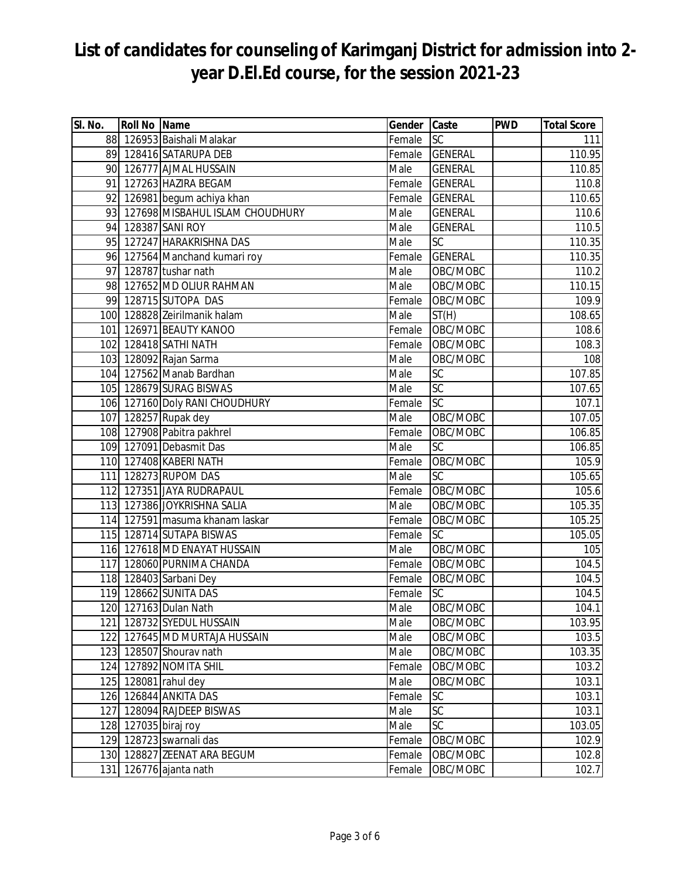# List of candidates for counseling of Karimganj District for admission into 2-year D.El.Ed course, for the session 2021-23

| Sl. No. | Roll No | Name | Gender | Caste | PWD | Total Score |
|---|---|---|---|---|---|---|
| 88 | 126953 | Baishali Malakar | Female | SC | | 111 |
| 89 | 128416 | SATARUPA DEB | Female | GENERAL | | 110.95 |
| 90 | 126777 | AJMAL HUSSAIN | Male | GENERAL | | 110.85 |
| 91 | 127263 | HAZIRA BEGAM | Female | GENERAL | | 110.8 |
| 92 | 126981 | begum achiya khan | Female | GENERAL | | 110.65 |
| 93 | 127698 | MISBAHUL ISLAM CHOUDHURY | Male | GENERAL | | 110.6 |
| 94 | 128387 | SANI ROY | Male | GENERAL | | 110.5 |
| 95 | 127247 | HARAKRISHNA DAS | Male | SC | | 110.35 |
| 96 | 127564 | Manchand kumari roy | Female | GENERAL | | 110.35 |
| 97 | 128787 | tushar nath | Male | OBC/MOBC | | 110.2 |
| 98 | 127652 | MD OLIUR RAHMAN | Male | OBC/MOBC | | 110.15 |
| 99 | 128715 | SUTOPA DAS | Female | OBC/MOBC | | 109.9 |
| 100 | 128828 | Zeirilmanik halam | Male | ST(H) | | 108.65 |
| 101 | 126971 | BEAUTY KANOO | Female | OBC/MOBC | | 108.6 |
| 102 | 128418 | SATHI NATH | Female | OBC/MOBC | | 108.3 |
| 103 | 128092 | Rajan Sarma | Male | OBC/MOBC | | 108 |
| 104 | 127562 | Manab Bardhan | Male | SC | | 107.85 |
| 105 | 128679 | SURAG BISWAS | Male | SC | | 107.65 |
| 106 | 127160 | Doly RANI CHOUDHURY | Female | SC | | 107.1 |
| 107 | 128257 | Rupak dey | Male | OBC/MOBC | | 107.05 |
| 108 | 127908 | Pabitra pakhrel | Female | OBC/MOBC | | 106.85 |
| 109 | 127091 | Debasmit Das | Male | SC | | 106.85 |
| 110 | 127408 | KABERI NATH | Female | OBC/MOBC | | 105.9 |
| 111 | 128273 | RUPOM DAS | Male | SC | | 105.65 |
| 112 | 127351 | JAYA RUDRAPAUL | Female | OBC/MOBC | | 105.6 |
| 113 | 127386 | JOYKRISHNA SALIA | Male | OBC/MOBC | | 105.35 |
| 114 | 127591 | masuma khanam laskar | Female | OBC/MOBC | | 105.25 |
| 115 | 128714 | SUTAPA BISWAS | Female | SC | | 105.05 |
| 116 | 127618 | MD ENAYAT HUSSAIN | Male | OBC/MOBC | | 105 |
| 117 | 128060 | PURNIMA CHANDA | Female | OBC/MOBC | | 104.5 |
| 118 | 128403 | Sarbani Dey | Female | OBC/MOBC | | 104.5 |
| 119 | 128662 | SUNITA DAS | Female | SC | | 104.5 |
| 120 | 127163 | Dulan Nath | Male | OBC/MOBC | | 104.1 |
| 121 | 128732 | SYEDUL HUSSAIN | Male | OBC/MOBC | | 103.95 |
| 122 | 127645 | MD MURTAJA HUSSAIN | Male | OBC/MOBC | | 103.5 |
| 123 | 128507 | Shourav nath | Male | OBC/MOBC | | 103.35 |
| 124 | 127892 | NOMITA SHIL | Female | OBC/MOBC | | 103.2 |
| 125 | 128081 | rahul dey | Male | OBC/MOBC | | 103.1 |
| 126 | 126844 | ANKITA DAS | Female | SC | | 103.1 |
| 127 | 128094 | RAJDEEP BISWAS | Male | SC | | 103.1 |
| 128 | 127035 | biraj roy | Male | SC | | 103.05 |
| 129 | 128723 | swarnali das | Female | OBC/MOBC | | 102.9 |
| 130 | 128827 | ZEENAT ARA BEGUM | Female | OBC/MOBC | | 102.8 |
| 131 | 126776 | ajanta nath | Female | OBC/MOBC | | 102.7 |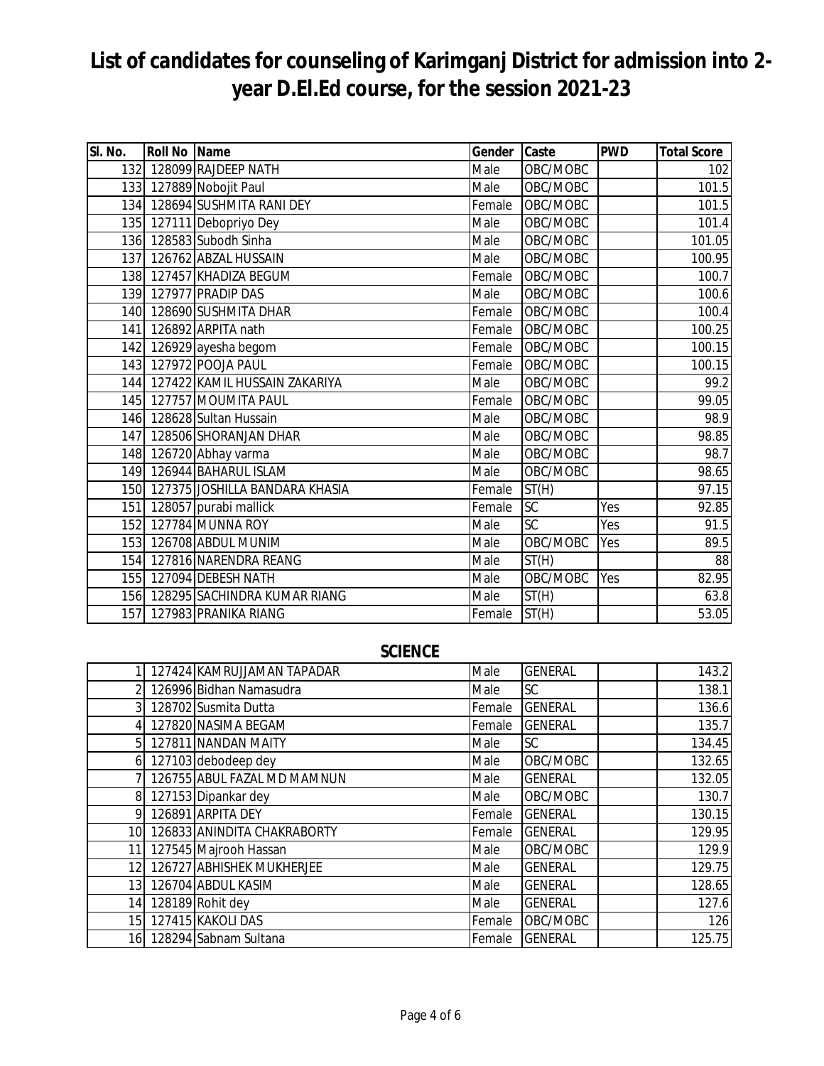# List of candidates for counseling of Karimganj District for admission into 2-year D.El.Ed course, for the session 2021-23

| Sl. No. | Roll No | Name | Gender | Caste | PWD | Total Score |
|---|---|---|---|---|---|---|
| 132 | 128099 | RAJDEEP NATH | Male | OBC/MOBC | | 102 |
| 133 | 127889 | Nobojit Paul | Male | OBC/MOBC | | 101.5 |
| 134 | 128694 | SUSHMITA RANI DEY | Female | OBC/MOBC | | 101.5 |
| 135 | 127111 | Debopriyo Dey | Male | OBC/MOBC | | 101.4 |
| 136 | 128583 | Subodh Sinha | Male | OBC/MOBC | | 101.05 |
| 137 | 126762 | ABZAL HUSSAIN | Male | OBC/MOBC | | 100.95 |
| 138 | 127457 | KHADIZA BEGUM | Female | OBC/MOBC | | 100.7 |
| 139 | 127977 | PRADIP DAS | Male | OBC/MOBC | | 100.6 |
| 140 | 128690 | SUSHMITA DHAR | Female | OBC/MOBC | | 100.4 |
| 141 | 126892 | ARPITA nath | Female | OBC/MOBC | | 100.25 |
| 142 | 126929 | ayesha begom | Female | OBC/MOBC | | 100.15 |
| 143 | 127972 | POOJA PAUL | Female | OBC/MOBC | | 100.15 |
| 144 | 127422 | KAMIL HUSSAIN ZAKARIYA | Male | OBC/MOBC | | 99.2 |
| 145 | 127757 | MOUMITA PAUL | Female | OBC/MOBC | | 99.05 |
| 146 | 128628 | Sultan Hussain | Male | OBC/MOBC | | 98.9 |
| 147 | 128506 | SHORANJAN DHAR | Male | OBC/MOBC | | 98.85 |
| 148 | 126720 | Abhay varma | Male | OBC/MOBC | | 98.7 |
| 149 | 126944 | BAHARUL ISLAM | Male | OBC/MOBC | | 98.65 |
| 150 | 127375 | JOSHILLA BANDARA KHASIA | Female | ST(H) | | 97.15 |
| 151 | 128057 | purabi mallick | Female | SC | Yes | 92.85 |
| 152 | 127784 | MUNNA ROY | Male | SC | Yes | 91.5 |
| 153 | 126708 | ABDUL MUNIM | Male | OBC/MOBC | Yes | 89.5 |
| 154 | 127816 | NARENDRA REANG | Male | ST(H) | | 88 |
| 155 | 127094 | DEBESH NATH | Male | OBC/MOBC | Yes | 82.95 |
| 156 | 128295 | SACHINDRA KUMAR RIANG | Male | ST(H) | | 63.8 |
| 157 | 127983 | PRANIKA RIANG | Female | ST(H) | | 53.05 |

## SCIENCE

| Sl. No. | Roll No | Name | Gender | Caste | PWD | Total Score |
|---|---|---|---|---|---|---|
| 1 | 127424 | KAMRUJJAMAN TAPADAR | Male | GENERAL | | 143.2 |
| 2 | 126996 | Bidhan Namasudra | Male | SC | | 138.1 |
| 3 | 128702 | Susmita Dutta | Female | GENERAL | | 136.6 |
| 4 | 127820 | NASIMA BEGAM | Female | GENERAL | | 135.7 |
| 5 | 127811 | NANDAN MAITY | Male | SC | | 134.45 |
| 6 | 127103 | debodeep dey | Male | OBC/MOBC | | 132.65 |
| 7 | 126755 | ABUL FAZAL MD MAMNUN | Male | GENERAL | | 132.05 |
| 8 | 127153 | Dipankar dey | Male | OBC/MOBC | | 130.7 |
| 9 | 126891 | ARPITA DEY | Female | GENERAL | | 130.15 |
| 10 | 126833 | ANINDITA CHAKRABORTY | Female | GENERAL | | 129.95 |
| 11 | 127545 | Majrooh Hassan | Male | OBC/MOBC | | 129.9 |
| 12 | 126727 | ABHISHEK MUKHERJEE | Male | GENERAL | | 129.75 |
| 13 | 126704 | ABDUL KASIM | Male | GENERAL | | 128.65 |
| 14 | 128189 | Rohit dey | Male | GENERAL | | 127.6 |
| 15 | 127415 | KAKOLI DAS | Female | OBC/MOBC | | 126 |
| 16 | 128294 | Sabnam Sultana | Female | GENERAL | | 125.75 |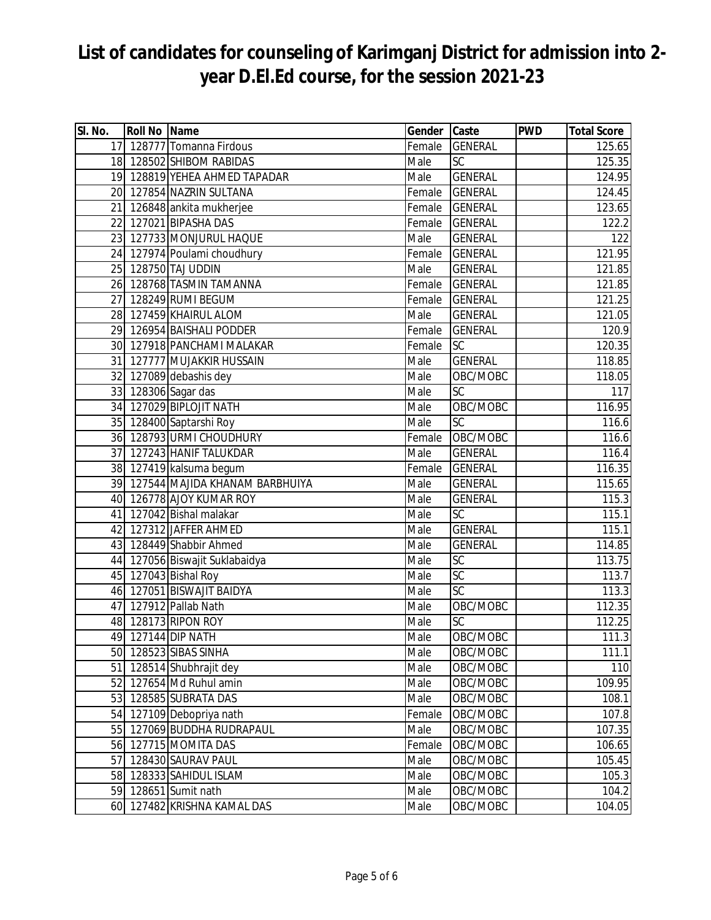# List of candidates for counseling of Karimganj District for admission into 2-year D.El.Ed course, for the session 2021-23

| Sl. No. | Roll No | Name | Gender | Caste | PWD | Total Score |
|---|---|---|---|---|---|---|
| 17 | 128777 | Tomanna Firdous | Female | GENERAL | | 125.65 |
| 18 | 128502 | SHIBOM RABIDAS | Male | SC | | 125.35 |
| 19 | 128819 | YEHEA AHMED TAPADAR | Male | GENERAL | | 124.95 |
| 20 | 127854 | NAZRIN SULTANA | Female | GENERAL | | 124.45 |
| 21 | 126848 | ankita mukherjee | Female | GENERAL | | 123.65 |
| 22 | 127021 | BIPASHA DAS | Female | GENERAL | | 122.2 |
| 23 | 127733 | MONJURUL HAQUE | Male | GENERAL | | 122 |
| 24 | 127974 | Poulami choudhury | Female | GENERAL | | 121.95 |
| 25 | 128750 | TAJ UDDIN | Male | GENERAL | | 121.85 |
| 26 | 128768 | TASMIN TAMANNA | Female | GENERAL | | 121.85 |
| 27 | 128249 | RUMI BEGUM | Female | GENERAL | | 121.25 |
| 28 | 127459 | KHAIRUL ALOM | Male | GENERAL | | 121.05 |
| 29 | 126954 | BAISHALI PODDER | Female | GENERAL | | 120.9 |
| 30 | 127918 | PANCHAMI MALAKAR | Female | SC | | 120.35 |
| 31 | 127777 | MUJAKKIR HUSSAIN | Male | GENERAL | | 118.85 |
| 32 | 127089 | debashis dey | Male | OBC/MOBC | | 118.05 |
| 33 | 128306 | Sagar das | Male | SC | | 117 |
| 34 | 127029 | BIPLOJIT NATH | Male | OBC/MOBC | | 116.95 |
| 35 | 128400 | Saptarshi Roy | Male | SC | | 116.6 |
| 36 | 128793 | URMI CHOUDHURY | Female | OBC/MOBC | | 116.6 |
| 37 | 127243 | HANIF TALUKDAR | Male | GENERAL | | 116.4 |
| 38 | 127419 | kalsuma begum | Female | GENERAL | | 116.35 |
| 39 | 127544 | MAJIDA KHANAM BARBHUIYA | Male | GENERAL | | 115.65 |
| 40 | 126778 | AJOY KUMAR ROY | Male | GENERAL | | 115.3 |
| 41 | 127042 | Bishal malakar | Male | SC | | 115.1 |
| 42 | 127312 | JAFFER AHMED | Male | GENERAL | | 115.1 |
| 43 | 128449 | Shabbir Ahmed | Male | GENERAL | | 114.85 |
| 44 | 127056 | Biswajit Suklabaidya | Male | SC | | 113.75 |
| 45 | 127043 | Bishal Roy | Male | SC | | 113.7 |
| 46 | 127051 | BISWAJIT BAIDYA | Male | SC | | 113.3 |
| 47 | 127912 | Pallab Nath | Male | OBC/MOBC | | 112.35 |
| 48 | 128173 | RIPON ROY | Male | SC | | 112.25 |
| 49 | 127144 | DIP NATH | Male | OBC/MOBC | | 111.3 |
| 50 | 128523 | SIBAS SINHA | Male | OBC/MOBC | | 111.1 |
| 51 | 128514 | Shubhrajit dey | Male | OBC/MOBC | | 110 |
| 52 | 127654 | Md Ruhul amin | Male | OBC/MOBC | | 109.95 |
| 53 | 128585 | SUBRATA DAS | Male | OBC/MOBC | | 108.1 |
| 54 | 127109 | Debopriya nath | Female | OBC/MOBC | | 107.8 |
| 55 | 127069 | BUDDHA RUDRAPAUL | Male | OBC/MOBC | | 107.35 |
| 56 | 127715 | MOMITA DAS | Female | OBC/MOBC | | 106.65 |
| 57 | 128430 | SAURAV PAUL | Male | OBC/MOBC | | 105.45 |
| 58 | 128333 | SAHIDUL ISLAM | Male | OBC/MOBC | | 105.3 |
| 59 | 128651 | Sumit nath | Male | OBC/MOBC | | 104.2 |
| 60 | 127482 | KRISHNA KAMAL DAS | Male | OBC/MOBC | | 104.05 |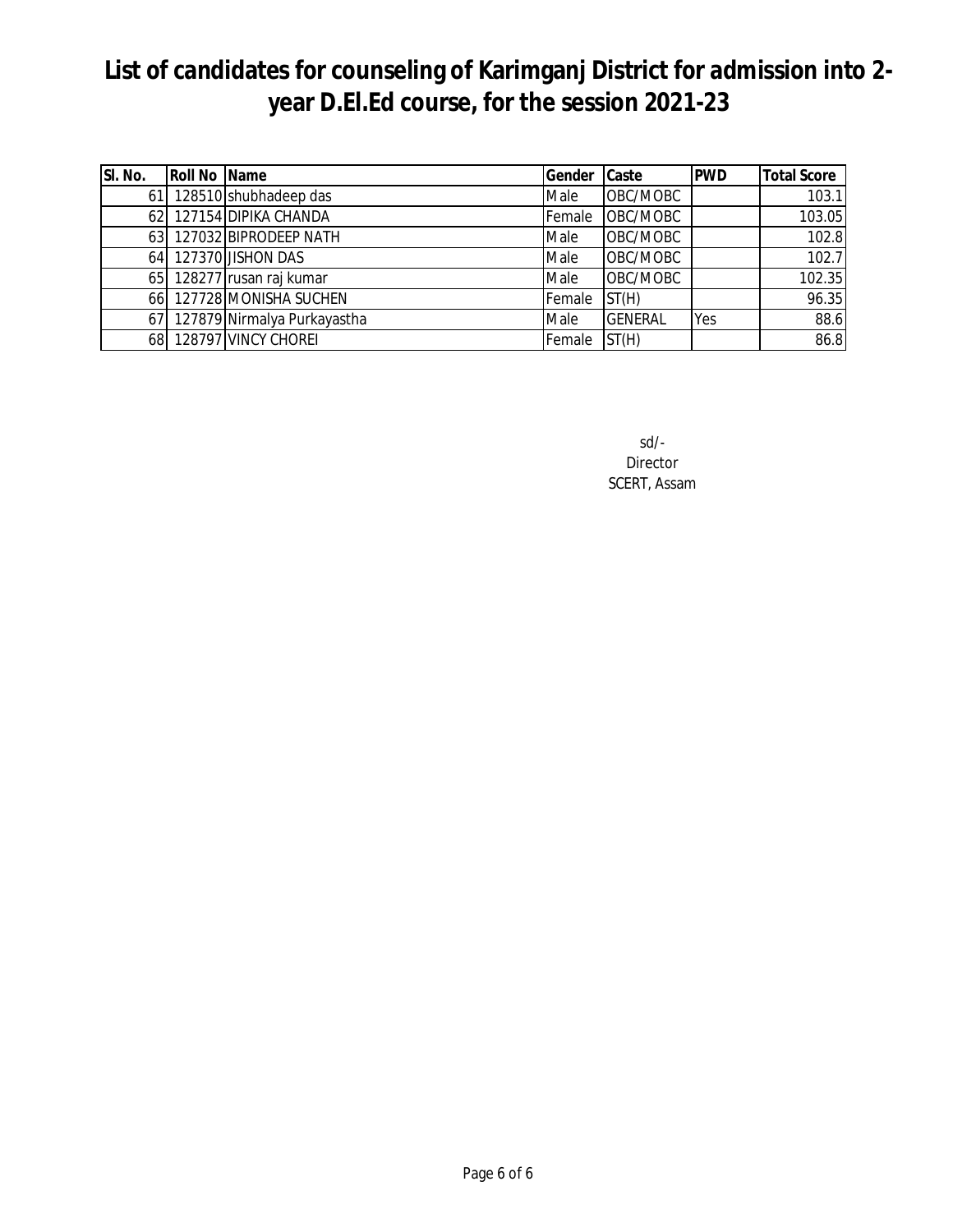# List of candidates for counseling of Karimganj District for admission into 2-year D.El.Ed course, for the session 2021-23

| Sl. No. | Roll No | Name | Gender | Caste | PWD | Total Score |
|---|---|---|---|---|---|---|
| 61 | 128510 | shubhadeep das | Male | OBC/MOBC | | 103.1 |
| 62 | 127154 | DIPIKA CHANDA | Female | OBC/MOBC | | 103.05 |
| 63 | 127032 | BIPRODEEP NATH | Male | OBC/MOBC | | 102.8 |
| 64 | 127370 | JISHON DAS | Male | OBC/MOBC | | 102.7 |
| 65 | 128277 | rusan raj kumar | Male | OBC/MOBC | | 102.35 |
| 66 | 127728 | MONISHA SUCHEN | Female | ST(H) | | 96.35 |
| 67 | 127879 | Nirmalya Purkayastha | Male | GENERAL | Yes | 88.6 |
| 68 | 128797 | VINCY CHOREI | Female | ST(H) | | 86.8 |

sd/-
Director
SCERT, Assam